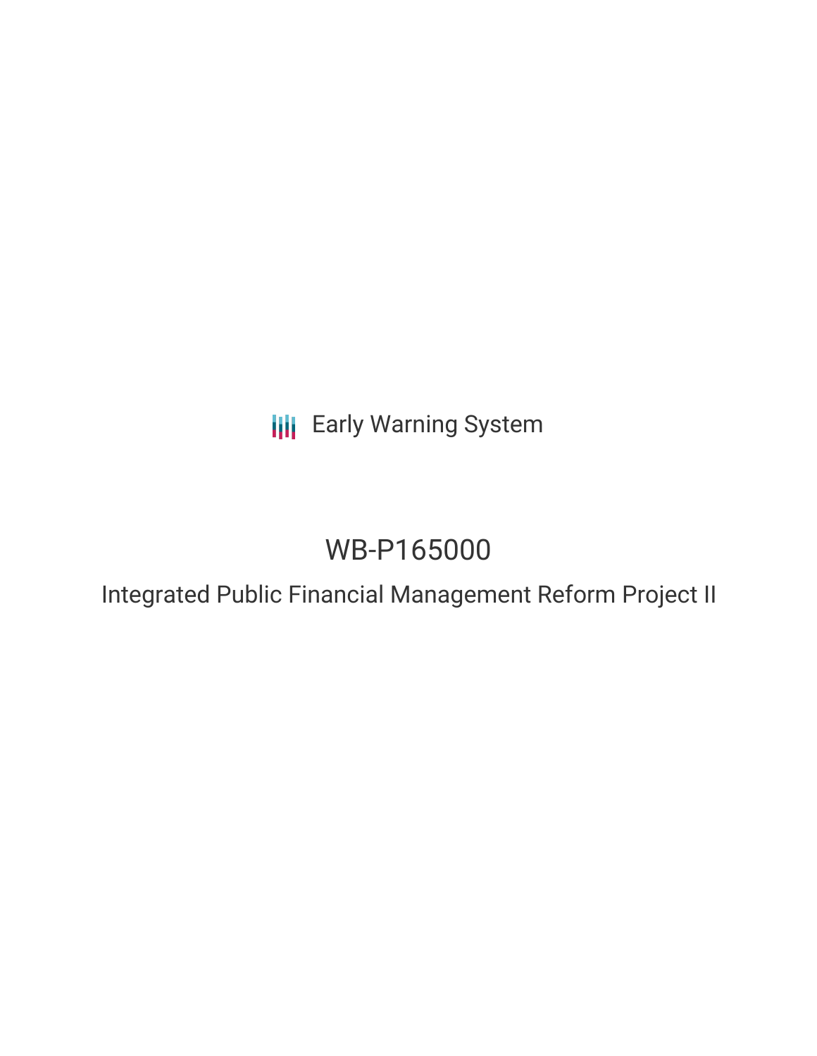Early Warning System

# WB-P165000

## Integrated Public Financial Management Reform Project II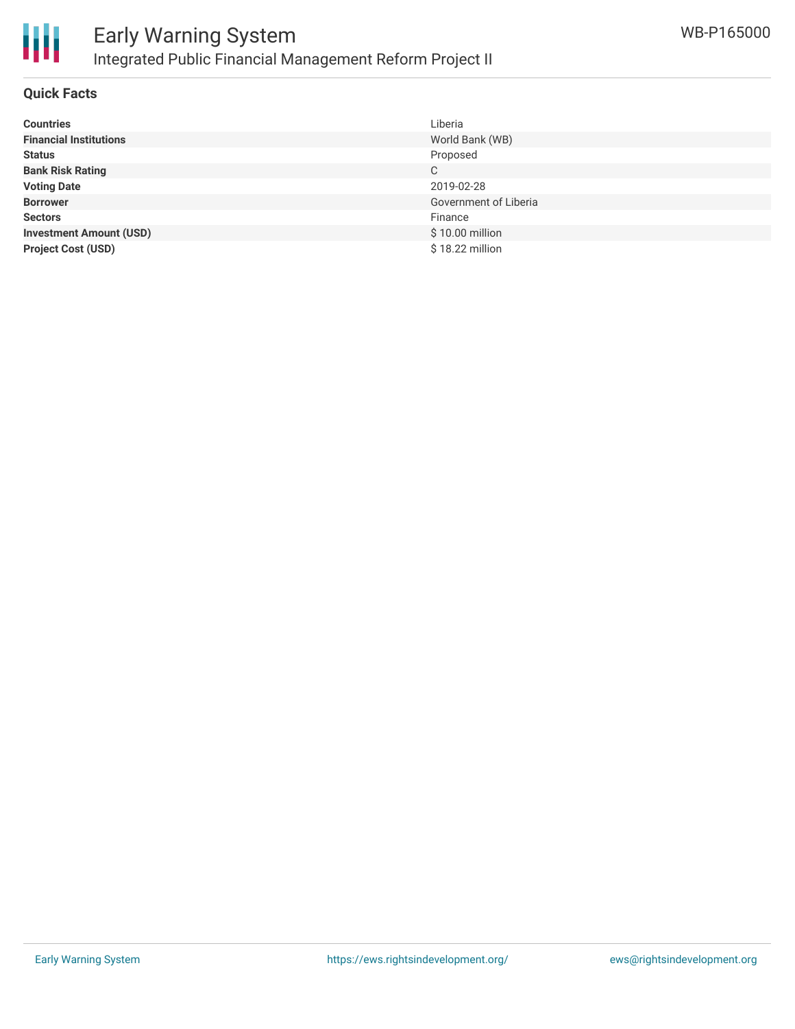# Early Warning System

## Integrated Public Financial Management Reform Project II

WB-P165000

### Quick Facts

| | |
|---|---|
| **Countries** | Liberia |
| **Financial Institutions** | World Bank (WB) |
| **Status** | Proposed |
| **Bank Risk Rating** | C |
| **Voting Date** | 2019-02-28 |
| **Borrower** | Government of Liberia |
| **Sectors** | Finance |
| **Investment Amount (USD)** | $ 10.00 million |
| **Project Cost (USD)** | $ 18.22 million |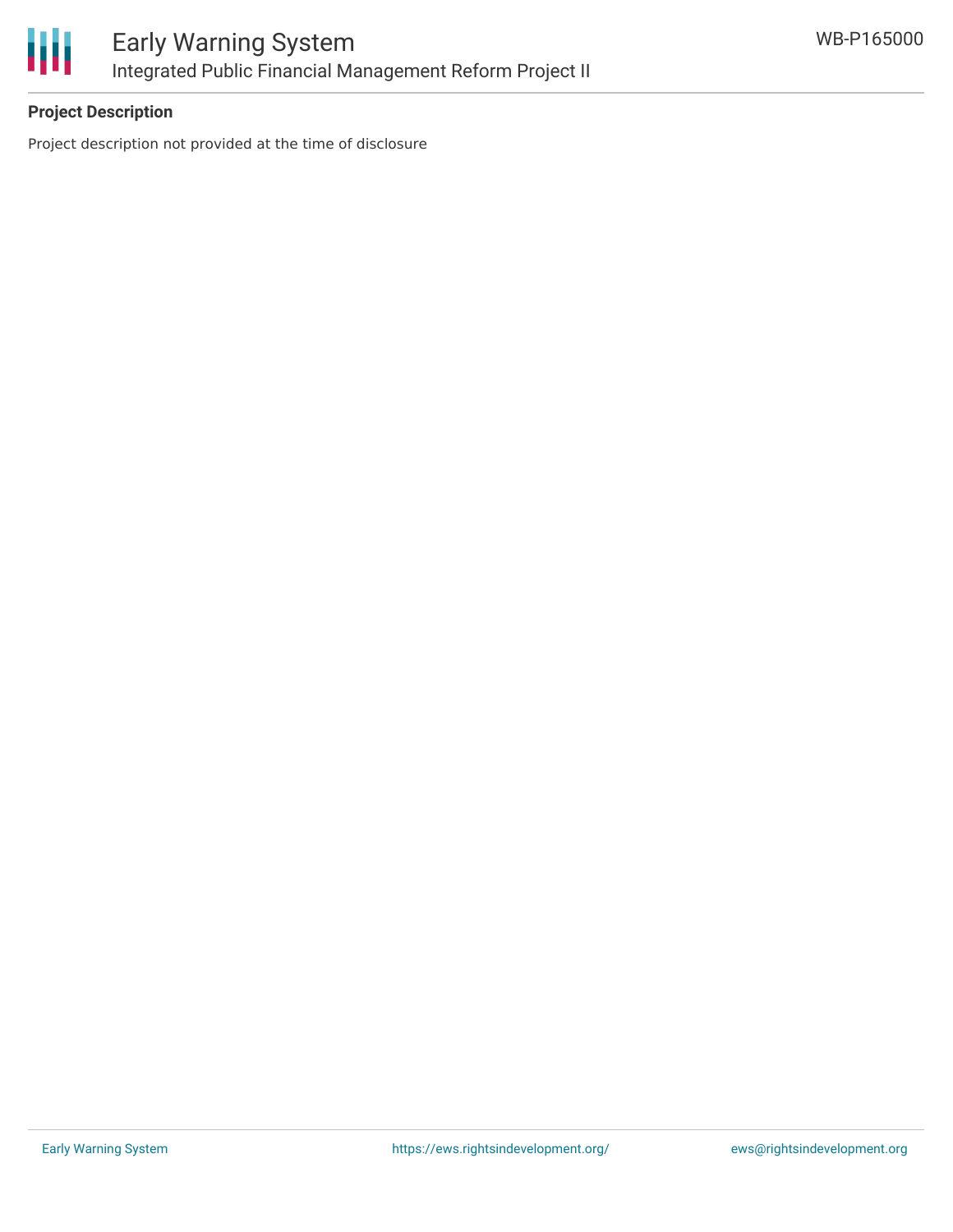**Project Description**

Project description not provided at the time of disclosure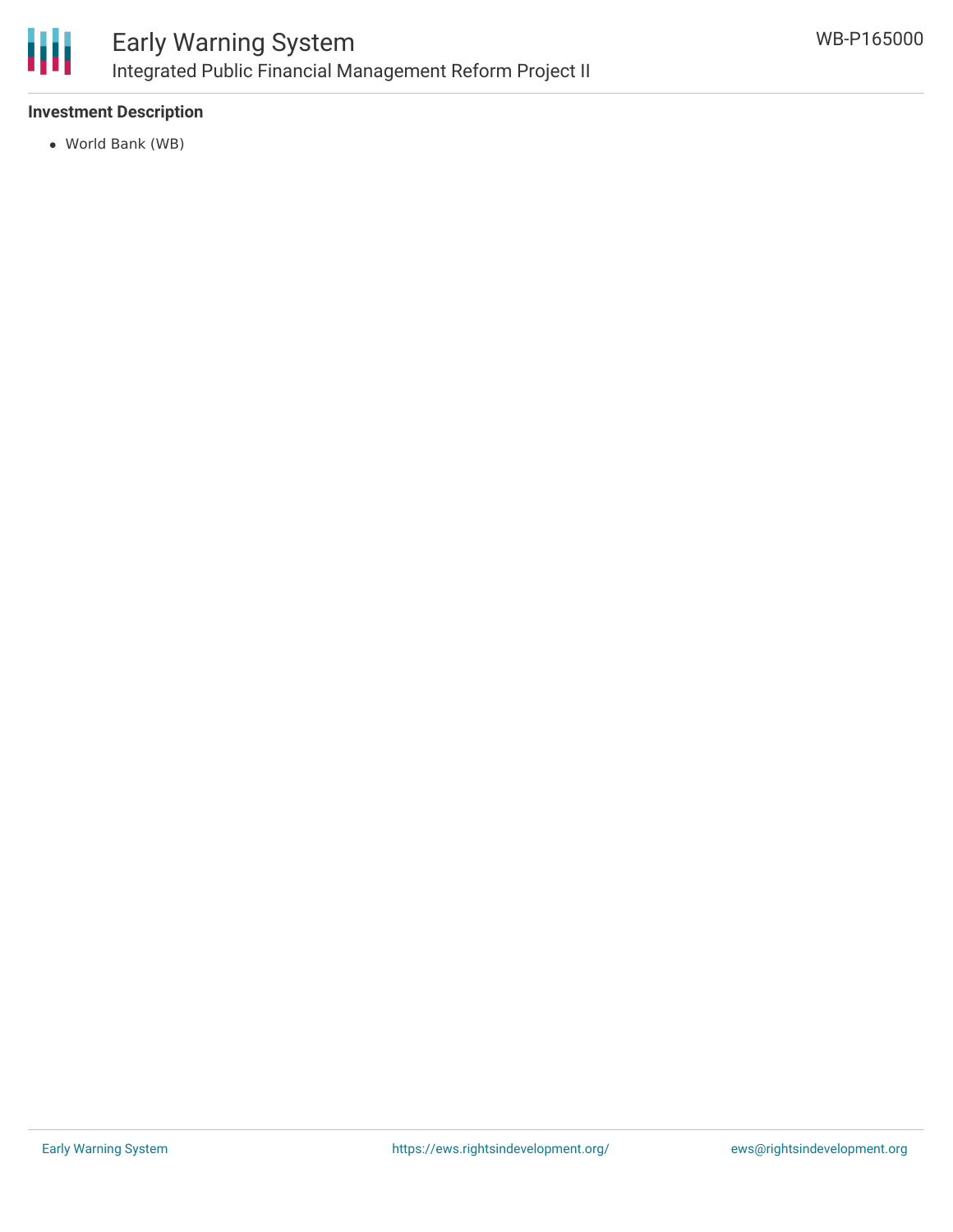**Investment Description**

- World Bank (WB)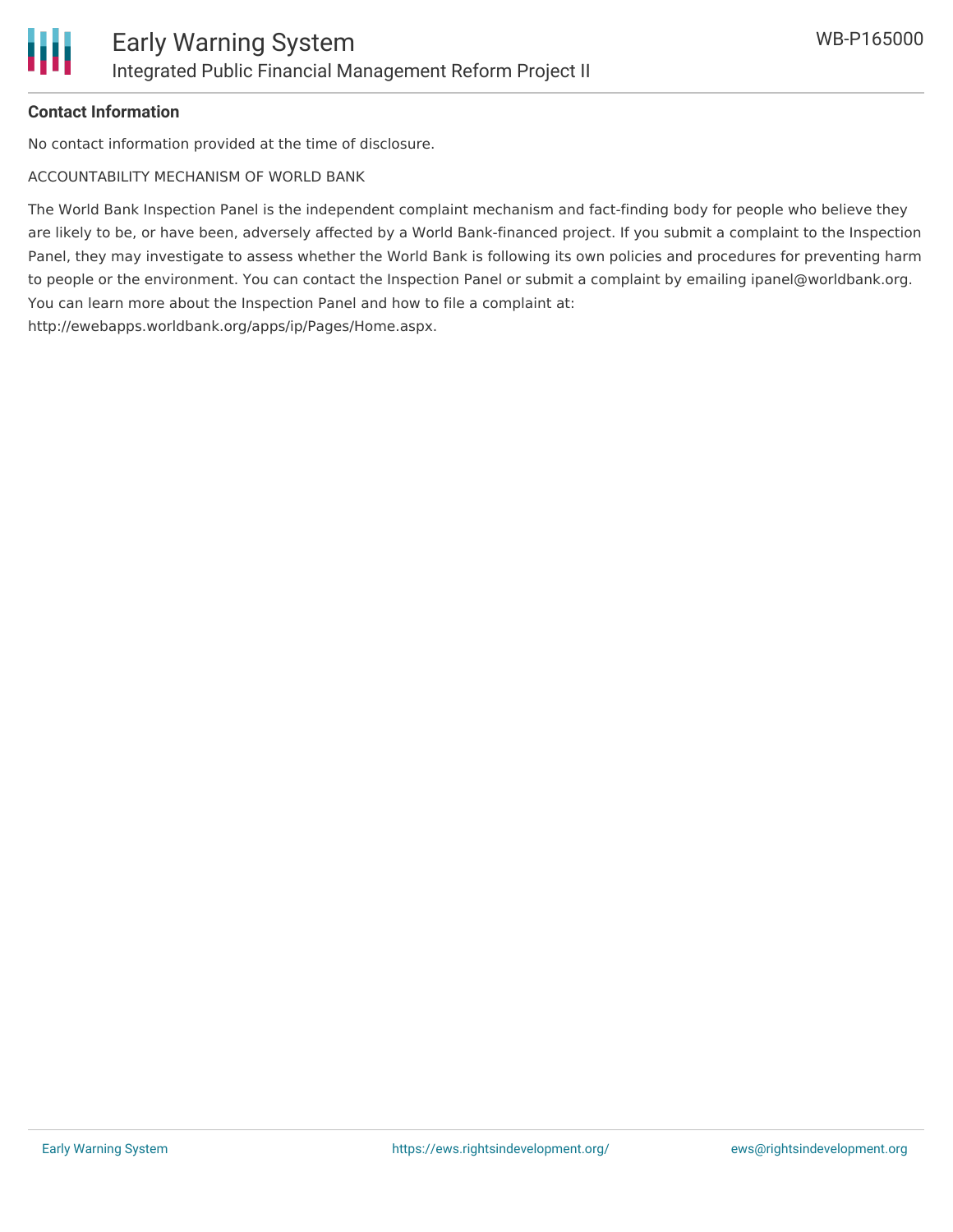**Contact Information**

No contact information provided at the time of disclosure.

ACCOUNTABILITY MECHANISM OF WORLD BANK

The World Bank Inspection Panel is the independent complaint mechanism and fact-finding body for people who believe they are likely to be, or have been, adversely affected by a World Bank-financed project. If you submit a complaint to the Inspection Panel, they may investigate to assess whether the World Bank is following its own policies and procedures for preventing harm to people or the environment. You can contact the Inspection Panel or submit a complaint by emailing ipanel@worldbank.org. You can learn more about the Inspection Panel and how to file a complaint at: http://ewebapps.worldbank.org/apps/ip/Pages/Home.aspx.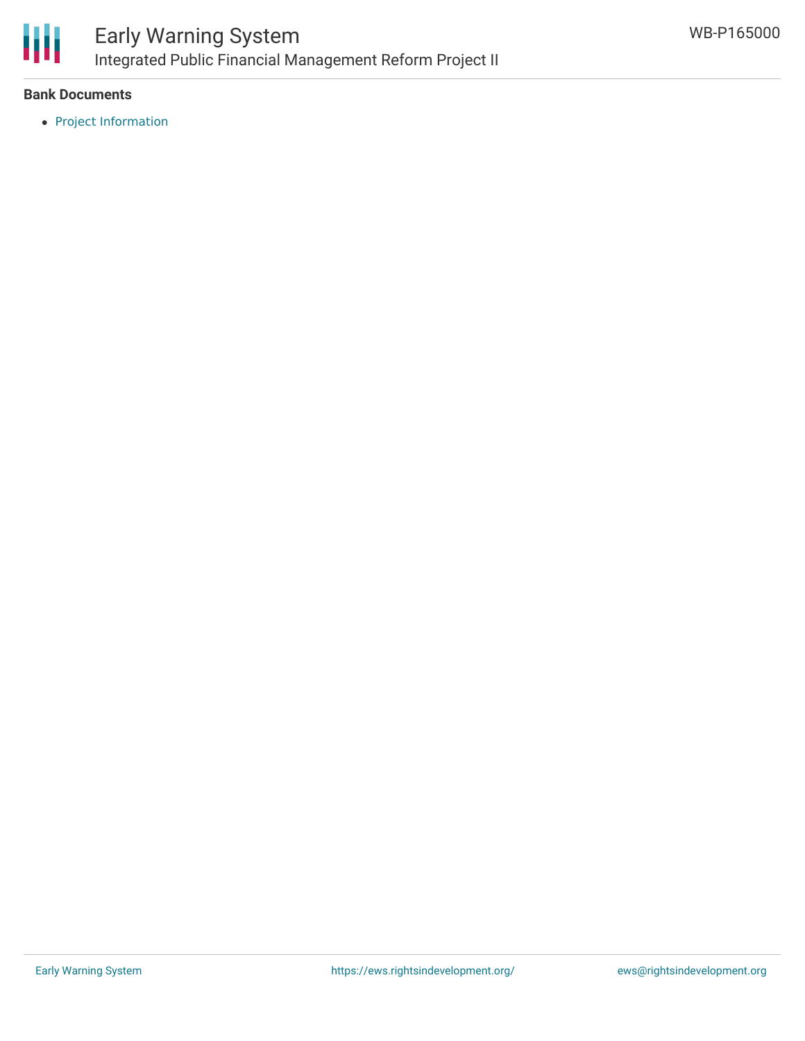**Bank Documents**

- Project Information